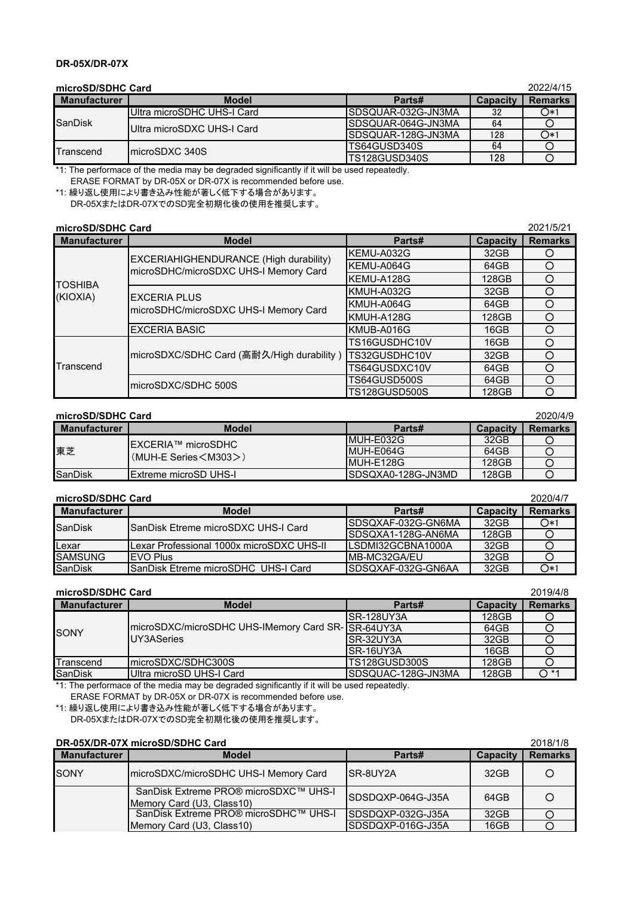**DR-05X/DR-07X**

**microSD/SDHC Card** 2022/4/15

| Manufacturer | Model | Parts# | Capacity | Remarks |
|---|---|---|---|---|
| SanDisk | Ultra microSDHC UHS-I Card | SDSQUAR-032G-JN3MA | 32 | ○*1 |
| | Ultra microSDXC UHS-I Card | SDSQUAR-064G-JN3MA | 64 | ○ |
| | | SDSQUAR-128G-JN3MA | 128 | ○*1 |
| Transcend | microSDXC 340S | TS64GUSD340S | 64 | ○ |
| | | TS128GUSD340S | 128 | ○ |

*1: The performace of the media may be degraded significantly if it will be used repeatedly.
ERASE FORMAT by DR-05X or DR-07X is recommended before use.

*1: 繰り返し使用により書き込み性能が著しく低下する場合があります。
DR-05XまたはDR-07XでのSD完全初期化後の使用を推奨します。

**microSD/SDHC Card** 2021/5/21

| Manufacturer | Model | Parts# | Capacity | Remarks |
|---|---|---|---|---|
| TOSHIBA (KIOXIA) | EXCERIAHIGHENDURANCE (High durability) microSDHC/microSDXC UHS-I Memory Card | KEMU-A032G | 32GB | ○ |
| | | KEMU-A064G | 64GB | ○ |
| | | KEMU-A128G | 128GB | ○ |
| | EXCERIA PLUS microSDHC/microSDXC UHS-I Memory Card | KMUH-A032G | 32GB | ○ |
| | | KMUH-A064G | 64GB | ○ |
| | | KMUH-A128G | 128GB | ○ |
| | EXCERIA BASIC | KMUB-A016G | 16GB | ○ |
| Transcend | microSDXC/SDHC Card (高耐久/High durability ) | TS16GUSDHC10V | 16GB | ○ |
| | | TS32GUSDHC10V | 32GB | ○ |
| | | TS64GUSDXC10V | 64GB | ○ |
| | microSDXC/SDHC 500S | TS64GUSD500S | 64GB | ○ |
| | | TS128GUSD500S | 128GB | ○ |

**microSD/SDHC Card** 2020/4/9

| Manufacturer | Model | Parts# | Capacity | Remarks |
|---|---|---|---|---|
| 東芝 | EXCERIA™ microSDHC （MUH-E Series＜M303＞） | MUH-E032G | 32GB | ○ |
| | | MUH-E064G | 64GB | ○ |
| | | MUH-E128G | 128GB | ○ |
| SanDisk | Extreme microSD UHS-I | SDSQXA0-128G-JN3MD | 128GB | ○ |

**microSD/SDHC Card** 2020/4/7

| Manufacturer | Model | Parts# | Capacity | Remarks |
|---|---|---|---|---|
| SanDisk | SanDisk Etreme microSDXC UHS-I Card | SDSQXAF-032G-GN6MA | 32GB | ○*1 |
| | | SDSQXA1-128G-AN6MA | 128GB | ○ |
| Lexar | Lexar Professional 1000x microSDXC UHS-II | LSDMI32GCBNA1000A | 32GB | ○ |
| SAMSUNG | EVO Plus | MB-MC32GA/EU | 32GB | ○ |
| SanDisk | SanDisk Etreme microSDHC UHS-I Card | SDSQXAF-032G-GN6AA | 32GB | ○*1 |

**microSD/SDHC Card** 2019/4/8

| Manufacturer | Model | Parts# | Capacity | Remarks |
|---|---|---|---|---|
| SONY | microSDXC/microSDHC UHS-IMemory Card SR-UY3ASeries | SR-128UY3A | 128GB | ○ |
| | | SR-64UY3A | 64GB | ○ |
| | | SR-32UY3A | 32GB | ○ |
| | | SR-16UY3A | 16GB | ○ |
| Transcend | microSDXC/SDHC300S | TS128GUSD300S | 128GB | ○ |
| SanDisk | Ultra microSD UHS-I Card | SDSQUAC-128G-JN3MA | 128GB | ○ *1 |

*1: The performace of the media may be degraded significantly if it will be used repeatedly.
ERASE FORMAT by DR-05X or DR-07X is recommended before use.

*1: 繰り返し使用により書き込み性能が著しく低下する場合があります。
DR-05XまたはDR-07XでのSD完全初期化後の使用を推奨します。

**DR-05X/DR-07X microSD/SDHC Card** 2018/1/8

| Manufacturer | Model | Parts# | Capacity | Remarks |
|---|---|---|---|---|
| SONY | microSDXC/microSDHC UHS-I Memory Card | SR-8UY2A | 32GB | ○ |
| | SanDisk Extreme PRO® microSDXC™ UHS-I Memory Card (U3, Class10) | SDSDQXP-064G-J35A | 64GB | ○ |
| | SanDisk Extreme PRO® microSDHC™ UHS-I Memory Card (U3, Class10) | SDSDQXP-032G-J35A | 32GB | ○ |
| | | SDSDQXP-016G-J35A | 16GB | ○ |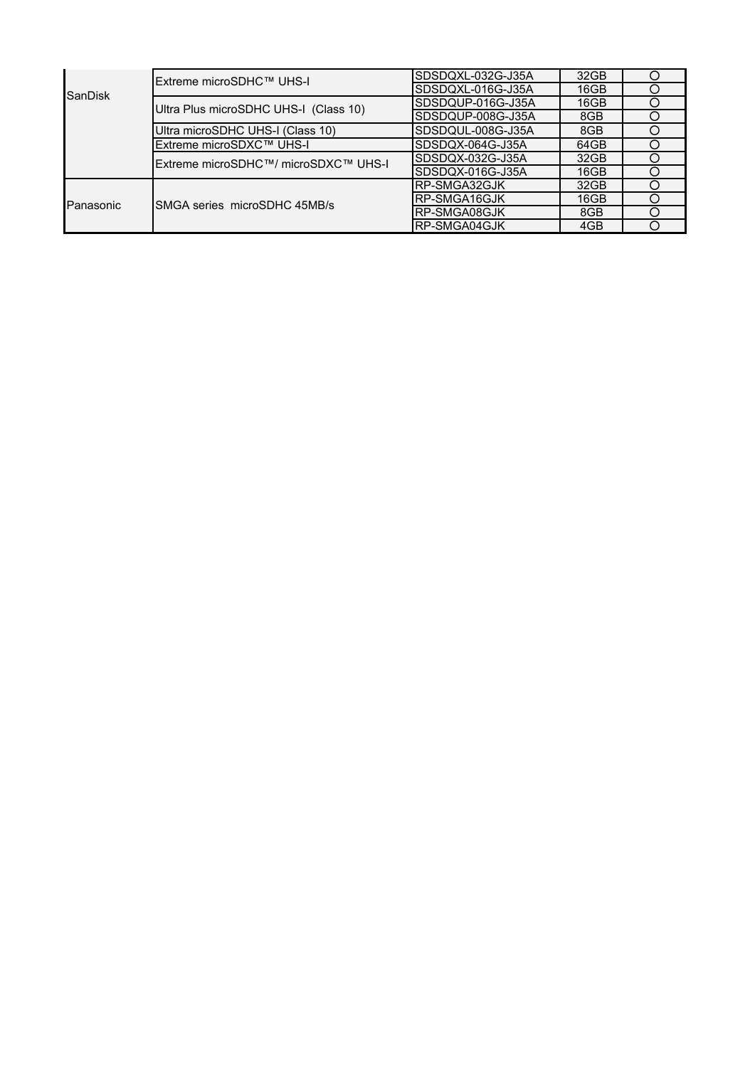| | | | | |
|---|---|---|---|---|
| SanDisk | Extreme microSDHC™ UHS-I | SDSDQXL-032G-J35A | 32GB | ○ |
| | | SDSDQXL-016G-J35A | 16GB | ○ |
| | Ultra Plus microSDHC UHS-I (Class 10) | SDSDQUP-016G-J35A | 16GB | ○ |
| | | SDSDQUP-008G-J35A | 8GB | ○ |
| | Ultra microSDHC UHS-I (Class 10) | SDSDQUL-008G-J35A | 8GB | ○ |
| | Extreme microSDXC™ UHS-I | SDSDQX-064G-J35A | 64GB | ○ |
| | Extreme microSDHC™/ microSDXC™ UHS-I | SDSDQX-032G-J35A | 32GB | ○ |
| | | SDSDQX-016G-J35A | 16GB | ○ |
| Panasonic | SMGA series microSDHC 45MB/s | RP-SMGA32GJK | 32GB | ○ |
| | | RP-SMGA16GJK | 16GB | ○ |
| | | RP-SMGA08GJK | 8GB | ○ |
| | | RP-SMGA04GJK | 4GB | ○ |